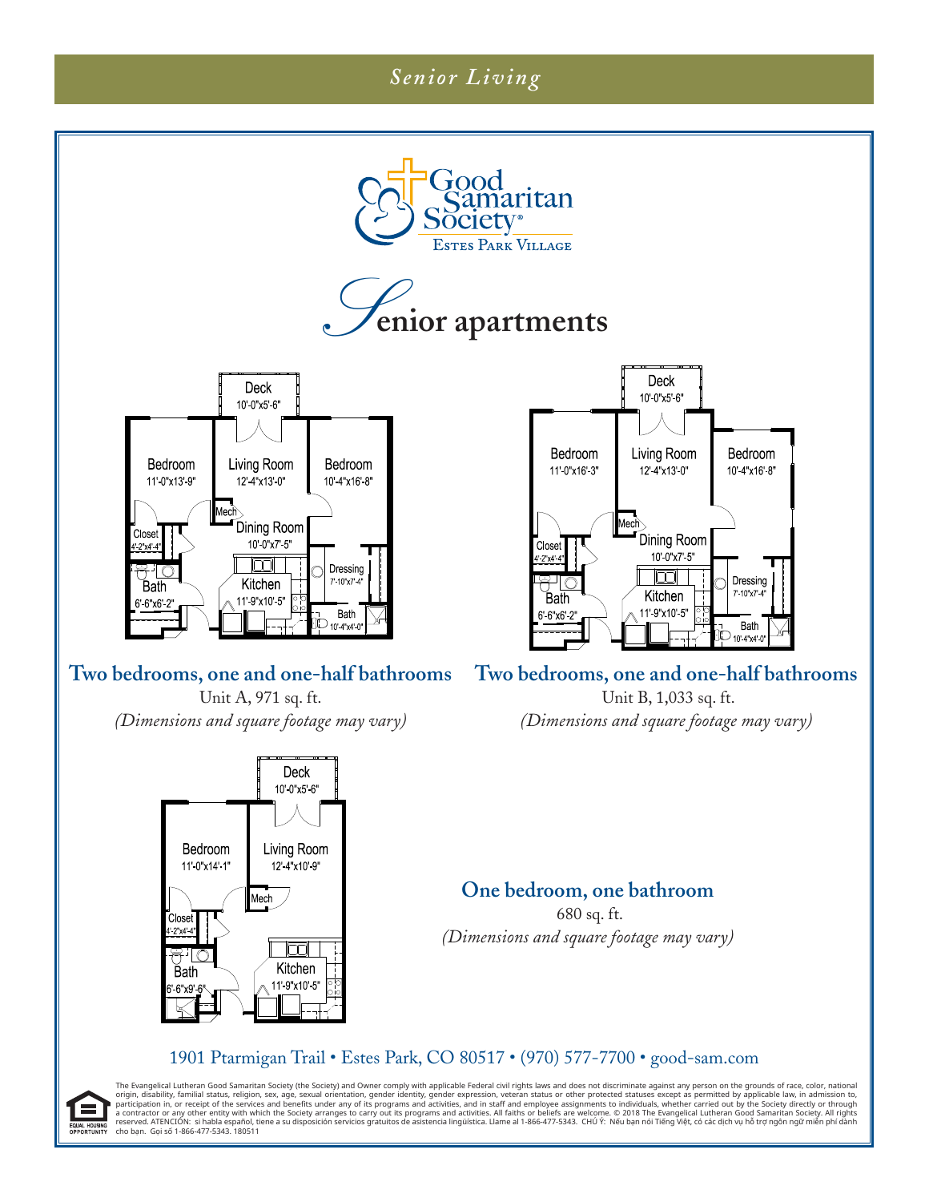Senior Living

Good Samaritan Society

Estes Park Village

# Senior apartments

Deck
10'-0"x5'-6"

Bedroom
11'-0"x13'-9"

Living Room
12'-4"x13'-0"

Bedroom
10'-4"x16'-8"

Mech

Dining Room
10'-0"x7'-5"

Closet
4'-2"x4'-4"

Dressing
7'-10"x7'-4"

Kitchen
11'-9"x10'-5"

Bath
6'-6"x6'-2"

Bath
10'-4"x4'-0"

## Two bedrooms, one and one-half bathrooms

Unit A, 971 sq. ft.

*(Dimensions and square footage may vary)*

Deck
10'-0"x5'-6"

Bedroom
11'-0"x16'-3"

Living Room
12'-4"x13'-0"

Bedroom
10'-4"x16'-8"

Mech

Dining Room
10'-0"x7'-5"

Closet
4'-2"x4'-4"

Dressing
7'-10"x7'-4"

Kitchen
11'-9"x10'-5"

Bath
6'-6"x6'-2"

Bath
10'-4"x4'-0"

## Two bedrooms, one and one-half bathrooms

Unit B, 1,033 sq. ft.

*(Dimensions and square footage may vary)*

Deck
10'-0"x5'-6"

Bedroom
11'-0"x14'-1"

Living Room
12'-4"x10'-9"

Mech

Closet
4'-2"x4'-4"

Kitchen
11'-9"x10'-5"

Bath
6'-6"x9'-6"

## One bedroom, one bathroom

680 sq. ft.

*(Dimensions and square footage may vary)*

1901 Ptarmigan Trail • Estes Park, CO 80517 • (970) 577-7700 • good-sam.com

EQUAL HOUSING OPPORTUNITY

The Evangelical Lutheran Good Samaritan Society (the Society) and Owner comply with applicable Federal civil rights laws and does not discriminate against any person on the grounds of race, color, national origin, disability, familial status, religion, sex, age, sexual orientation, gender identity, gender expression, veteran status or other protected statuses except as permitted by applicable law, in admission to, participation in, or receipt of the services and benefits under any of its programs and activities, and in staff and employee assignments to individuals, whether carried out by the Society directly or through a contractor or any other entity with which the Society arranges to carry out its programs and activities. All faiths or beliefs are welcome. © 2018 The Evangelical Lutheran Good Samaritan Society. All rights reserved. ATENCIÓN: si habla español, tiene a su disposición servicios gratuitos de asistencia lingüística. Llame al 1-866-477-5343. CHÚ Ý: Nếu bạn nói Tiếng Việt, có các dịch vụ hỗ trợ ngôn ngữ miễn phí dành cho bạn. Gọi số 1-866-477-5343. 180511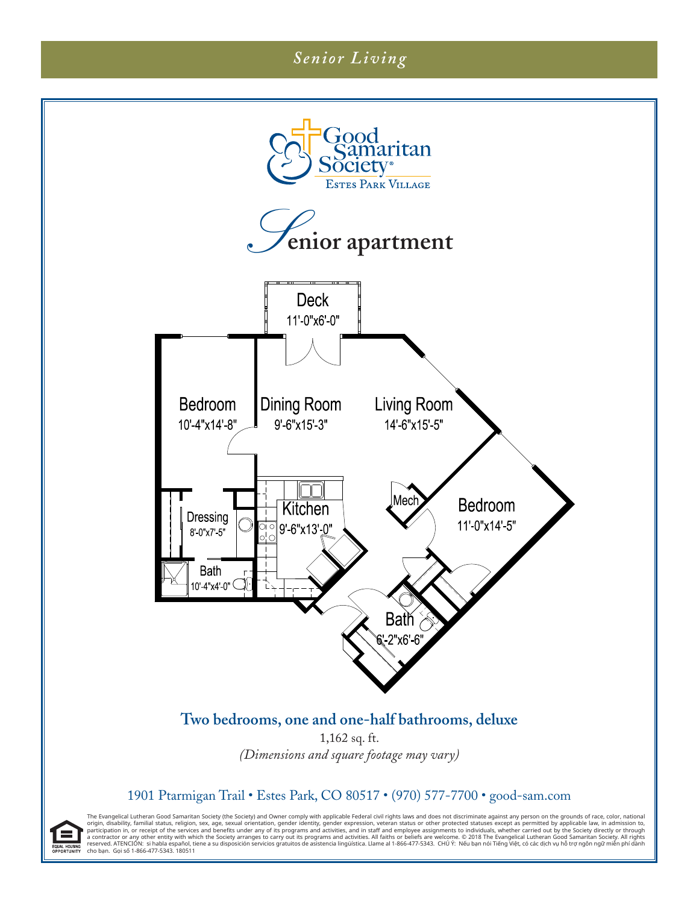Senior Living

Good Samaritan Society
Estes Park Village

# Senior apartment

Deck
11'-0"x6'-0"

Bedroom
10'-4"x14'-8"

Dining Room
9'-6"x15'-3"

Living Room
14'-6"x15'-5"

Mech

Kitchen
9'-6"x13'-0"

Dressing
8'-0"x7'-5"

Bedroom
11'-0"x14'-5"

Bath
10'-4"x4'-0"

Bath
6'-2"x6'-6"

## Two bedrooms, one and one-half bathrooms, deluxe

1,162 sq. ft.

*(Dimensions and square footage may vary)*

1901 Ptarmigan Trail • Estes Park, CO 80517 • (970) 577-7700 • good-sam.com

EQUAL HOUSING OPPORTUNITY

The Evangelical Lutheran Good Samaritan Society (the Society) and Owner comply with applicable Federal civil rights laws and does not discriminate against any person on the grounds of race, color, national origin, disability, familial status, religion, sex, age, sexual orientation, gender identity, gender expression, veteran status or other protected statuses except as permitted by applicable law, in admission to, participation in, or receipt of the services and benefits under any of its programs and activities, and in staff and employee assignments to individuals, whether carried out by the Society directly or through a contractor or any other entity with which the Society arranges to carry out its programs and activities. All faiths or beliefs are welcome. © 2018 The Evangelical Lutheran Good Samaritan Society. All rights reserved. ATENCIÓN: si habla español, tiene a su disposición servicios gratuitos de asistencia lingüística. Llame al 1-866-477-5343. CHÚ Ý: Nếu bạn nói Tiếng Việt, có các dịch vụ hỗ trợ ngôn ngữ miễn phí dành cho bạn. Gọi số 1-866-477-5343. 180511